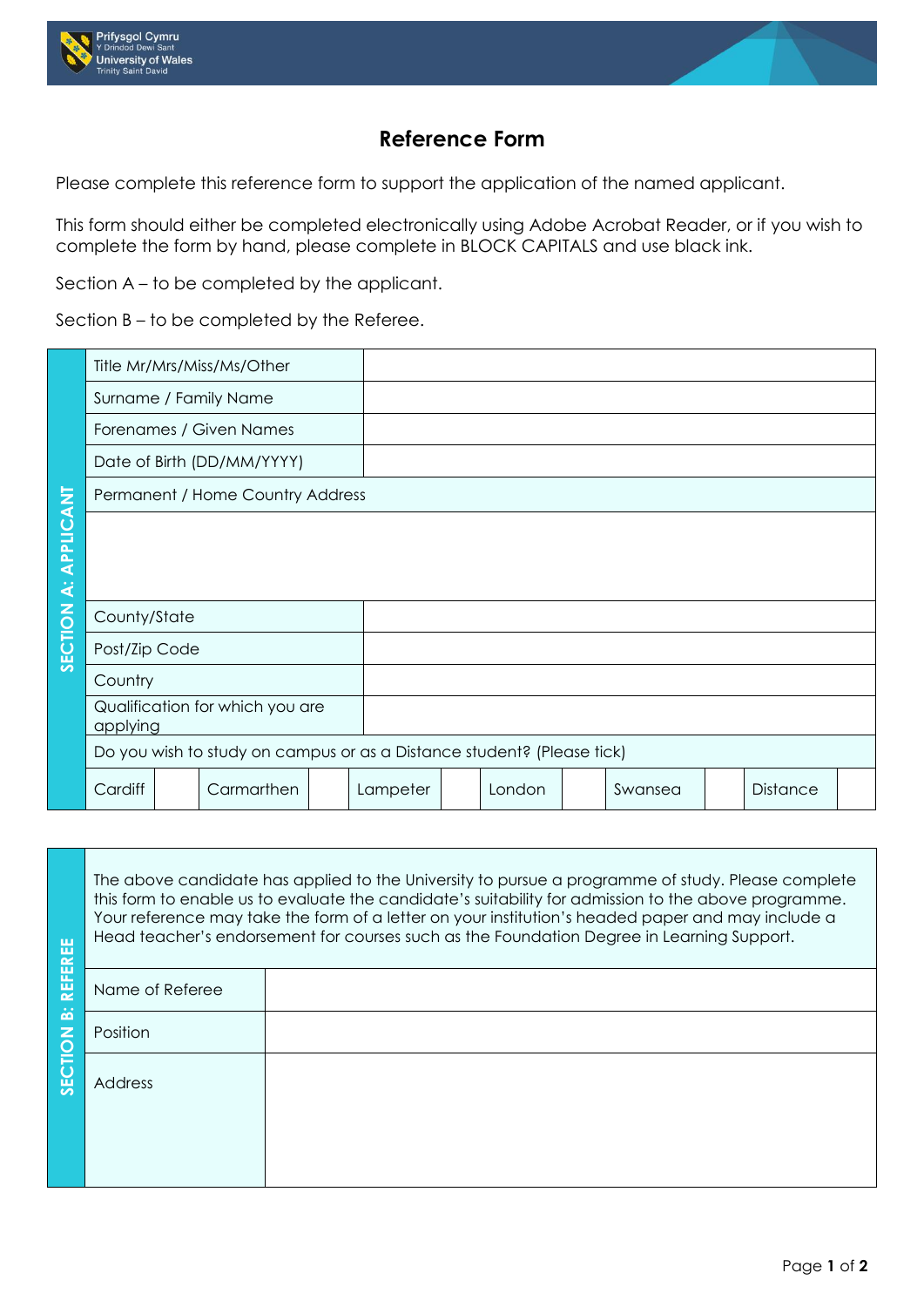# Reference Form

Please complete this reference form to support the application of the named applicant.

This form should either be completed electronically using Adobe Acrobat Reader, or if you wish to complete the form by hand, please complete in BLOCK CAPITALS and use black ink.

Section A – to be completed by the applicant.

Section B – to be completed by the Referee.

## SECTION A: APPLICANT

| | |
|---|---|
| Title Mr/Mrs/Miss/Ms/Other | |
| Surname / Family Name | |
| Forenames / Given Names | |
| Date of Birth (DD/MM/YYYY) | |
| Permanent / Home Country Address | |
| | |
| County/State | |
| Post/Zip Code | |
| Country | |
| Qualification for which you are applying | |

Do you wish to study on campus or as a Distance student? (Please tick)

| Cardiff | | Carmarthen | | Lampeter | | London | | Swansea | | Distance | |
|---|---|---|---|---|---|---|---|---|---|---|---|

## SECTION B: REFEREE

The above candidate has applied to the University to pursue a programme of study. Please complete this form to enable us to evaluate the candidate's suitability for admission to the above programme. Your reference may take the form of a letter on your institution's headed paper and may include a Head teacher's endorsement for courses such as the Foundation Degree in Learning Support.

| | |
|---|---|
| Name of Referee | |
| Position | |
| Address | |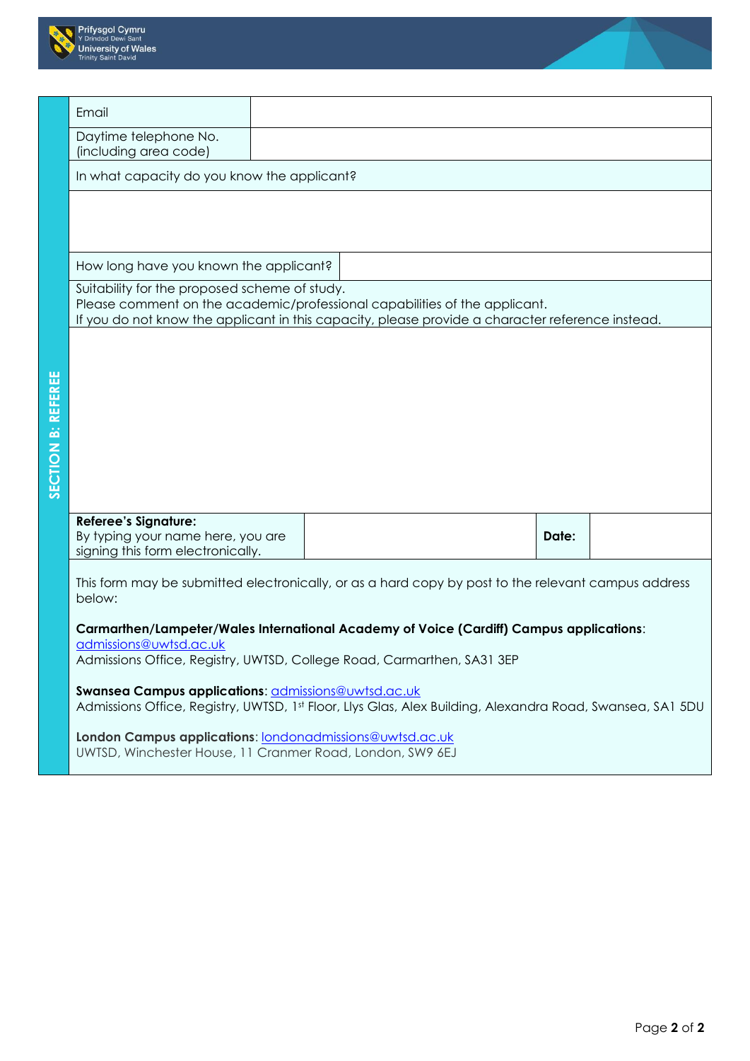## SECTION B: REFEREE

| | |
|---|---|
| Email | |
| Daytime telephone No. (including area code) | |

In what capacity do you know the applicant?

| | |
|---|---|
| How long have you known the applicant? | |

Suitability for the proposed scheme of study.
Please comment on the academic/professional capabilities of the applicant.
If you do not know the applicant in this capacity, please provide a character reference instead.

| | | | |
|---|---|---|---|
| **Referee's Signature:** By typing your name here, you are signing this form electronically. | | **Date:** | |

This form may be submitted electronically, or as a hard copy by post to the relevant campus address below:

**Carmarthen/Lampeter/Wales International Academy of Voice (Cardiff) Campus applications**:
admissions@uwtsd.ac.uk
Admissions Office, Registry, UWTSD, College Road, Carmarthen, SA31 3EP

**Swansea Campus applications**: admissions@uwtsd.ac.uk
Admissions Office, Registry, UWTSD, 1st Floor, Llys Glas, Alex Building, Alexandra Road, Swansea, SA1 5DU

**London Campus applications**: londonadmissions@uwtsd.ac.uk
UWTSD, Winchester House, 11 Cranmer Road, London, SW9 6EJ